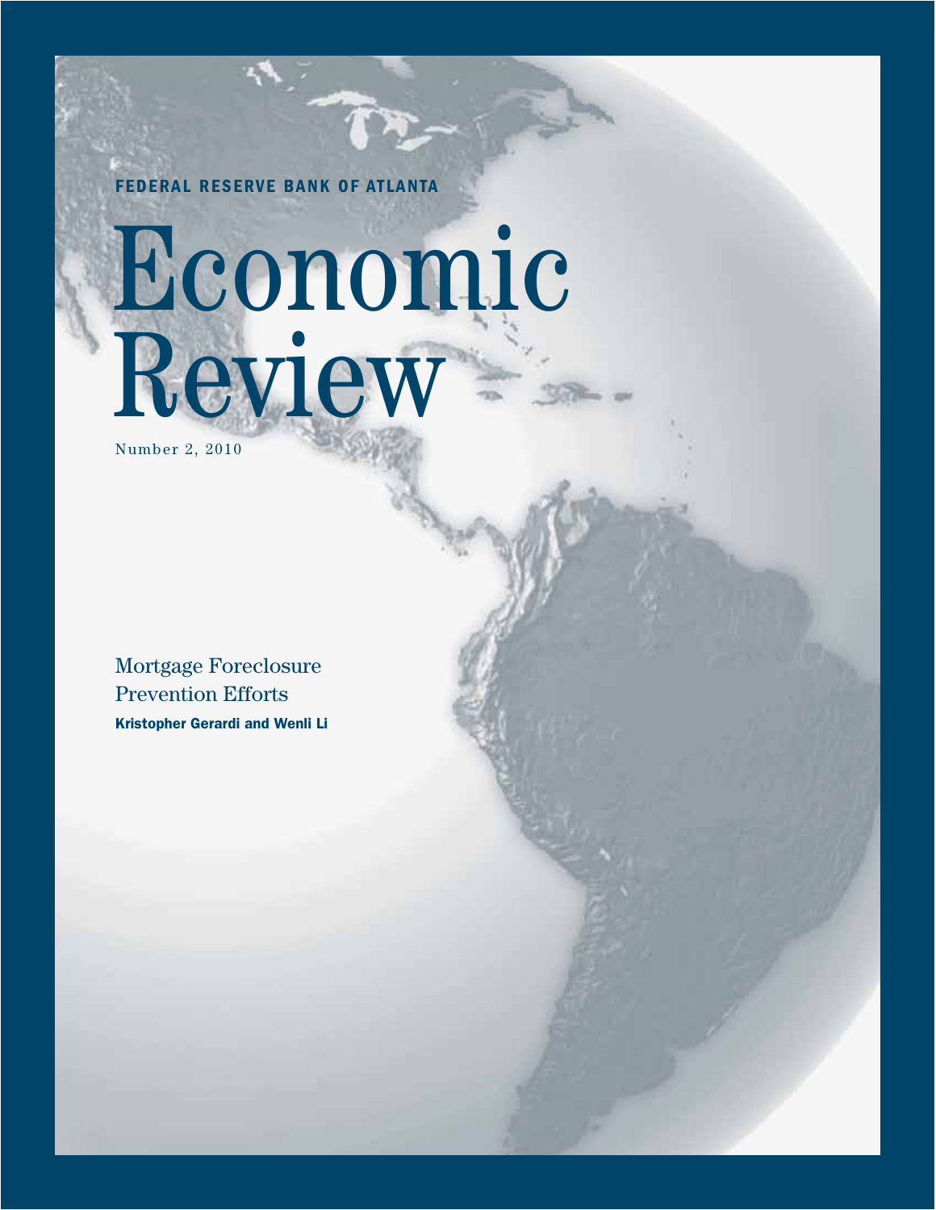FEDERAL RESERVE BANK OF ATLANTA

# Economic Review

Number 2, 2010

## Mortgage Foreclosure Prevention Efforts

**Kristopher Gerardi and Wenli Li**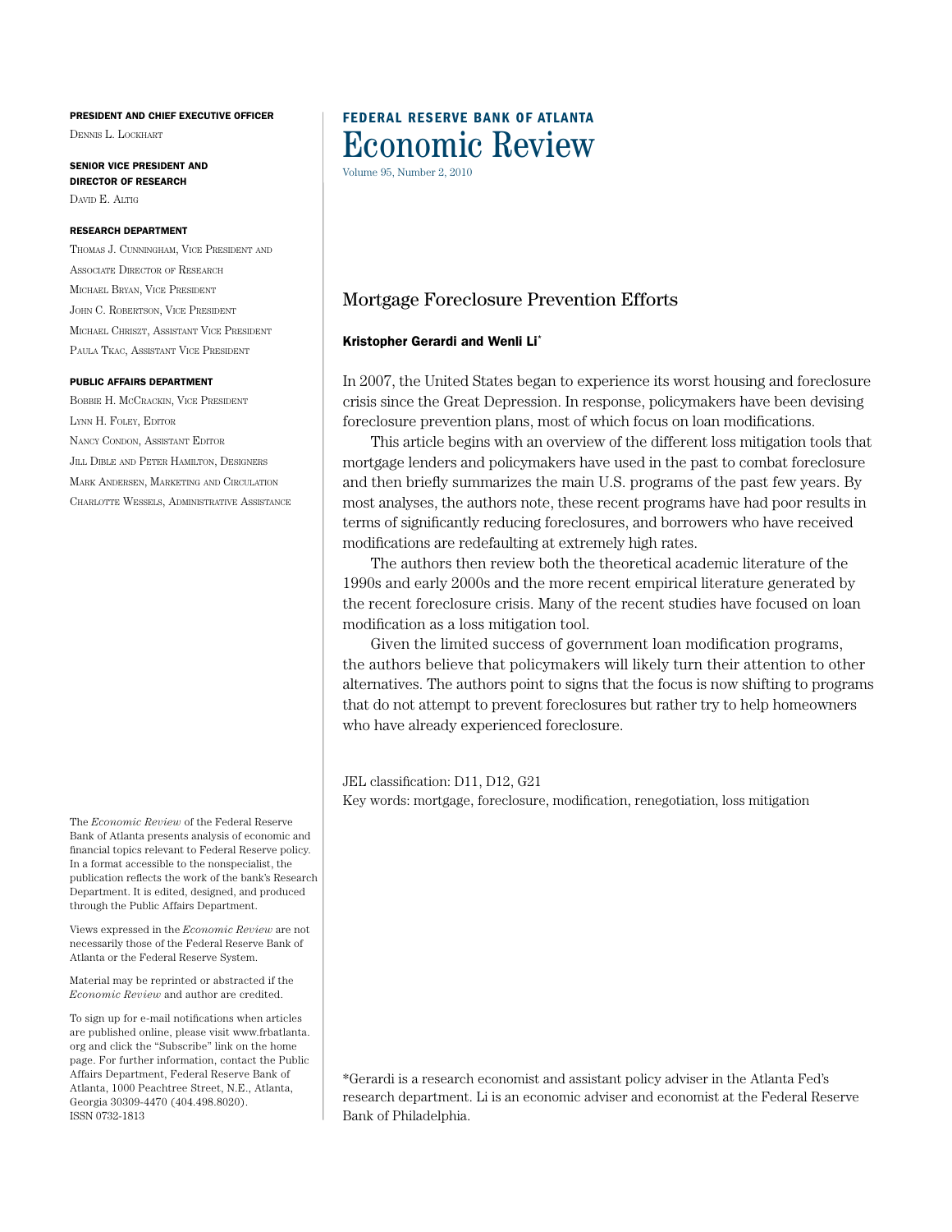**PRESIDENT AND CHIEF EXECUTIVE OFFICER**
Dennis L. Lockhart

**SENIOR VICE PRESIDENT AND DIRECTOR OF RESEARCH**
David E. Altig

**RESEARCH DEPARTMENT**
Thomas J. Cunningham, Vice President and Associate Director of Research
Michael Bryan, Vice President
John C. Robertson, Vice President
Michael Chriszt, Assistant Vice President
Paula Tkac, Assistant Vice President

**PUBLIC AFFAIRS DEPARTMENT**
Bobbie H. McCrackin, Vice President
Lynn H. Foley, Editor
Nancy Condon, Assistant Editor
Jill Dible and Peter Hamilton, Designers
Mark Andersen, Marketing and Circulation
Charlotte Wessels, Administrative Assistance

The *Economic Review* of the Federal Reserve Bank of Atlanta presents analysis of economic and financial topics relevant to Federal Reserve policy. In a format accessible to the nonspecialist, the publication reflects the work of the bank's Research Department. It is edited, designed, and produced through the Public Affairs Department.

Views expressed in the *Economic Review* are not necessarily those of the Federal Reserve Bank of Atlanta or the Federal Reserve System.

Material may be reprinted or abstracted if the *Economic Review* and author are credited.

To sign up for e-mail notifications when articles are published online, please visit www.frbatlanta.org and click the "Subscribe" link on the home page. For further information, contact the Public Affairs Department, Federal Reserve Bank of Atlanta, 1000 Peachtree Street, N.E., Atlanta, Georgia 30309-4470 (404.498.8020).
ISSN 0732-1813

**FEDERAL RESERVE BANK OF ATLANTA**
# Economic Review
Volume 95, Number 2, 2010

## Mortgage Foreclosure Prevention Efforts

**Kristopher Gerardi and Wenli Li***

In 2007, the United States began to experience its worst housing and foreclosure crisis since the Great Depression. In response, policymakers have been devising foreclosure prevention plans, most of which focus on loan modifications.

This article begins with an overview of the different loss mitigation tools that mortgage lenders and policymakers have used in the past to combat foreclosure and then briefly summarizes the main U.S. programs of the past few years. By most analyses, the authors note, these recent programs have had poor results in terms of significantly reducing foreclosures, and borrowers who have received modifications are redefaulting at extremely high rates.

The authors then review both the theoretical academic literature of the 1990s and early 2000s and the more recent empirical literature generated by the recent foreclosure crisis. Many of the recent studies have focused on loan modification as a loss mitigation tool.

Given the limited success of government loan modification programs, the authors believe that policymakers will likely turn their attention to other alternatives. The authors point to signs that the focus is now shifting to programs that do not attempt to prevent foreclosures but rather try to help homeowners who have already experienced foreclosure.

JEL classification: D11, D12, G21
Key words: mortgage, foreclosure, modification, renegotiation, loss mitigation

*Gerardi is a research economist and assistant policy adviser in the Atlanta Fed's research department. Li is an economic adviser and economist at the Federal Reserve Bank of Philadelphia.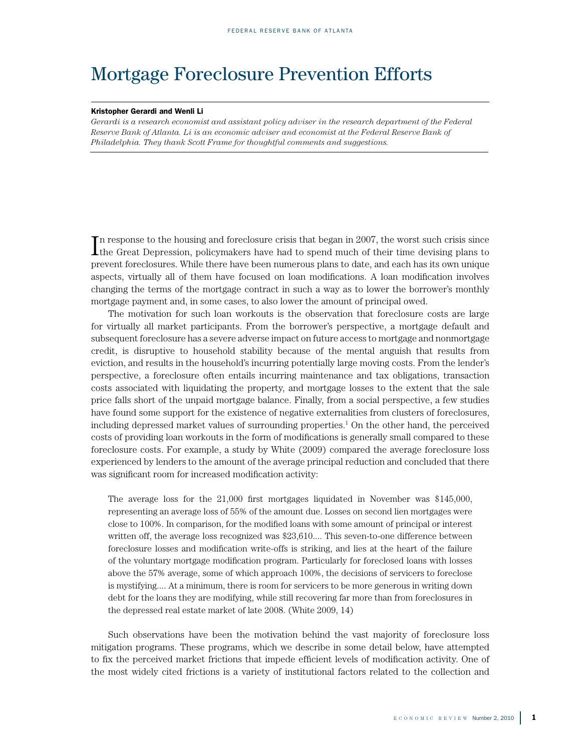# Mortgage Foreclosure Prevention Efforts

**Kristopher Gerardi and Wenli Li**

*Gerardi is a research economist and assistant policy adviser in the research department of the Federal Reserve Bank of Atlanta. Li is an economic adviser and economist at the Federal Reserve Bank of Philadelphia. They thank Scott Frame for thoughtful comments and suggestions.*

In response to the housing and foreclosure crisis that began in 2007, the worst such crisis since the Great Depression, policymakers have had to spend much of their time devising plans to prevent foreclosures. While there have been numerous plans to date, and each has its own unique aspects, virtually all of them have focused on loan modifications. A loan modification involves changing the terms of the mortgage contract in such a way as to lower the borrower's monthly mortgage payment and, in some cases, to also lower the amount of principal owed.

The motivation for such loan workouts is the observation that foreclosure costs are large for virtually all market participants. From the borrower's perspective, a mortgage default and subsequent foreclosure has a severe adverse impact on future access to mortgage and nonmortgage credit, is disruptive to household stability because of the mental anguish that results from eviction, and results in the household's incurring potentially large moving costs. From the lender's perspective, a foreclosure often entails incurring maintenance and tax obligations, transaction costs associated with liquidating the property, and mortgage losses to the extent that the sale price falls short of the unpaid mortgage balance. Finally, from a social perspective, a few studies have found some support for the existence of negative externalities from clusters of foreclosures, including depressed market values of surrounding properties.[1] On the other hand, the perceived costs of providing loan workouts in the form of modifications is generally small compared to these foreclosure costs. For example, a study by White (2009) compared the average foreclosure loss experienced by lenders to the amount of the average principal reduction and concluded that there was significant room for increased modification activity:

> The average loss for the 21,000 first mortgages liquidated in November was $145,000, representing an average loss of 55% of the amount due. Losses on second lien mortgages were close to 100%. In comparison, for the modified loans with some amount of principal or interest written off, the average loss recognized was $23,610.... This seven-to-one difference between foreclosure losses and modification write-offs is striking, and lies at the heart of the failure of the voluntary mortgage modification program. Particularly for foreclosed loans with losses above the 57% average, some of which approach 100%, the decisions of servicers to foreclose is mystifying.... At a minimum, there is room for servicers to be more generous in writing down debt for the loans they are modifying, while still recovering far more than from foreclosures in the depressed real estate market of late 2008. (White 2009, 14)

Such observations have been the motivation behind the vast majority of foreclosure loss mitigation programs. These programs, which we describe in some detail below, have attempted to fix the perceived market frictions that impede efficient levels of modification activity. One of the most widely cited frictions is a variety of institutional factors related to the collection and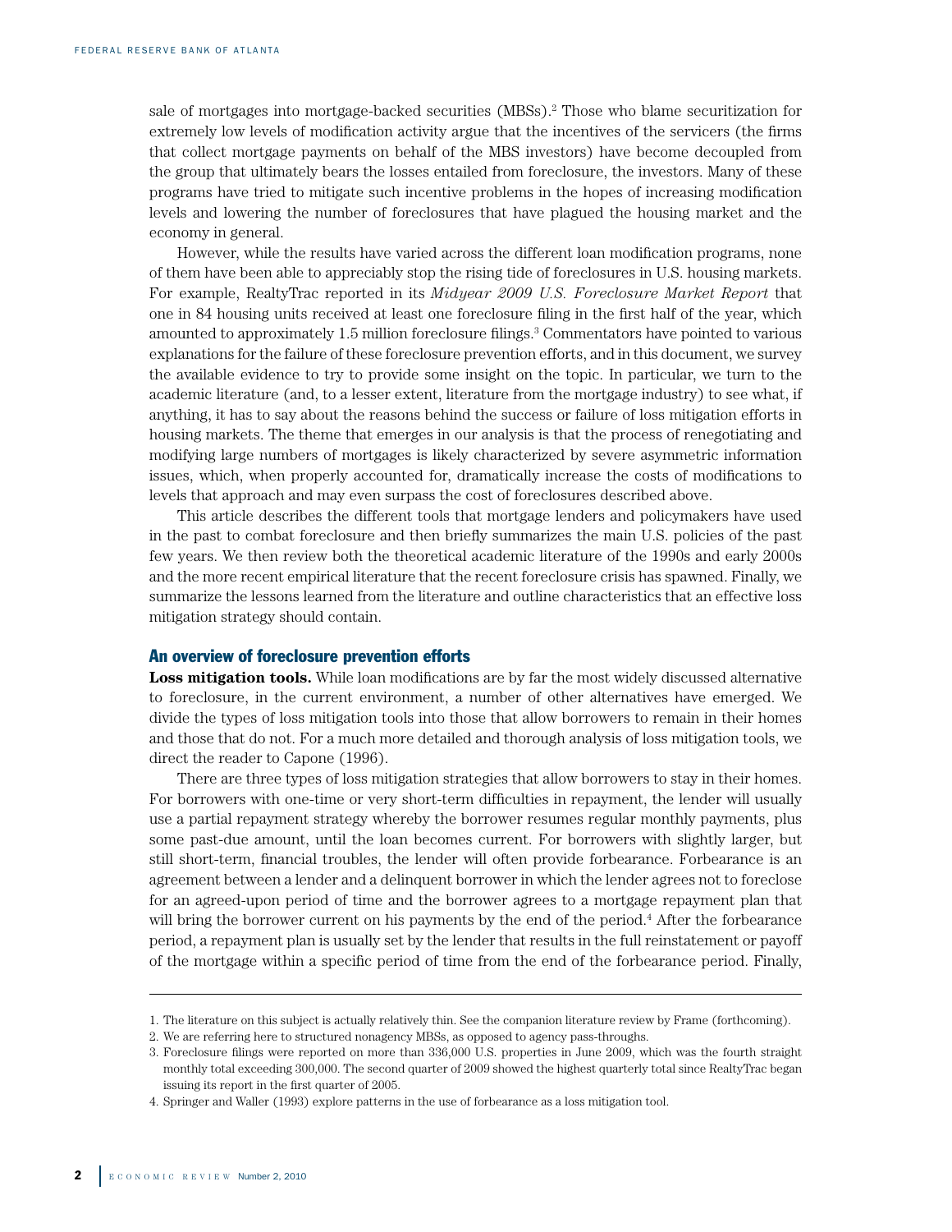sale of mortgages into mortgage-backed securities (MBSs).[2] Those who blame securitization for extremely low levels of modification activity argue that the incentives of the servicers (the firms that collect mortgage payments on behalf of the MBS investors) have become decoupled from the group that ultimately bears the losses entailed from foreclosure, the investors. Many of these programs have tried to mitigate such incentive problems in the hopes of increasing modification levels and lowering the number of foreclosures that have plagued the housing market and the economy in general.

However, while the results have varied across the different loan modification programs, none of them have been able to appreciably stop the rising tide of foreclosures in U.S. housing markets. For example, RealtyTrac reported in its *Midyear 2009 U.S. Foreclosure Market Report* that one in 84 housing units received at least one foreclosure filing in the first half of the year, which amounted to approximately 1.5 million foreclosure filings.[3] Commentators have pointed to various explanations for the failure of these foreclosure prevention efforts, and in this document, we survey the available evidence to try to provide some insight on the topic. In particular, we turn to the academic literature (and, to a lesser extent, literature from the mortgage industry) to see what, if anything, it has to say about the reasons behind the success or failure of loss mitigation efforts in housing markets. The theme that emerges in our analysis is that the process of renegotiating and modifying large numbers of mortgages is likely characterized by severe asymmetric information issues, which, when properly accounted for, dramatically increase the costs of modifications to levels that approach and may even surpass the cost of foreclosures described above.

This article describes the different tools that mortgage lenders and policymakers have used in the past to combat foreclosure and then briefly summarizes the main U.S. policies of the past few years. We then review both the theoretical academic literature of the 1990s and early 2000s and the more recent empirical literature that the recent foreclosure crisis has spawned. Finally, we summarize the lessons learned from the literature and outline characteristics that an effective loss mitigation strategy should contain.

## An overview of foreclosure prevention efforts

**Loss mitigation tools.** While loan modifications are by far the most widely discussed alternative to foreclosure, in the current environment, a number of other alternatives have emerged. We divide the types of loss mitigation tools into those that allow borrowers to remain in their homes and those that do not. For a much more detailed and thorough analysis of loss mitigation tools, we direct the reader to Capone (1996).

There are three types of loss mitigation strategies that allow borrowers to stay in their homes. For borrowers with one-time or very short-term difficulties in repayment, the lender will usually use a partial repayment strategy whereby the borrower resumes regular monthly payments, plus some past-due amount, until the loan becomes current. For borrowers with slightly larger, but still short-term, financial troubles, the lender will often provide forbearance. Forbearance is an agreement between a lender and a delinquent borrower in which the lender agrees not to foreclose for an agreed-upon period of time and the borrower agrees to a mortgage repayment plan that will bring the borrower current on his payments by the end of the period.[4] After the forbearance period, a repayment plan is usually set by the lender that results in the full reinstatement or payoff of the mortgage within a specific period of time from the end of the forbearance period. Finally,

---

1. The literature on this subject is actually relatively thin. See the companion literature review by Frame (forthcoming).
2. We are referring here to structured nonagency MBSs, as opposed to agency pass-throughs.
3. Foreclosure filings were reported on more than 336,000 U.S. properties in June 2009, which was the fourth straight monthly total exceeding 300,000. The second quarter of 2009 showed the highest quarterly total since RealtyTrac began issuing its report in the first quarter of 2005.
4. Springer and Waller (1993) explore patterns in the use of forbearance as a loss mitigation tool.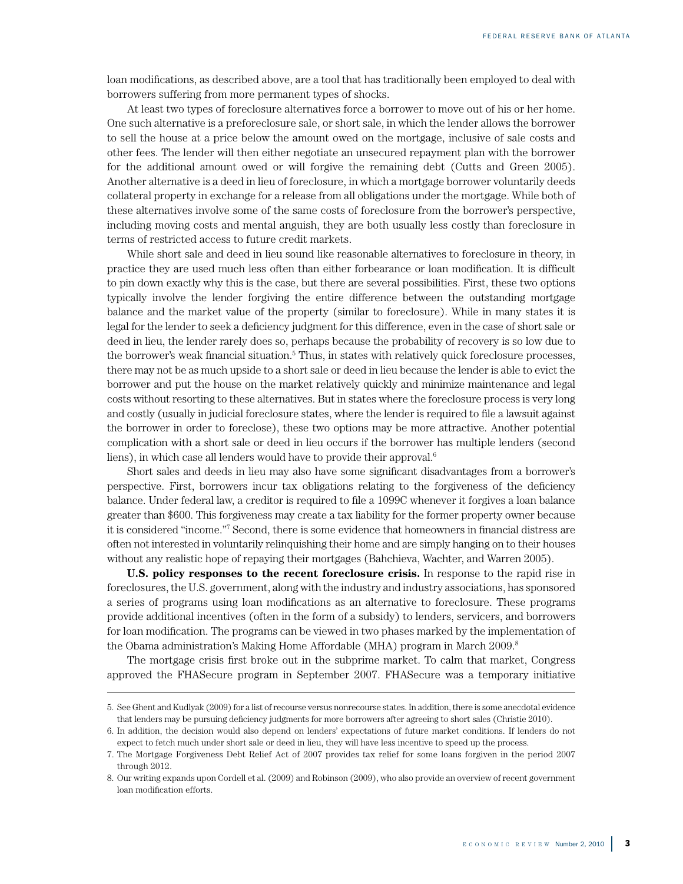loan modifications, as described above, are a tool that has traditionally been employed to deal with borrowers suffering from more permanent types of shocks.

At least two types of foreclosure alternatives force a borrower to move out of his or her home. One such alternative is a preforeclosure sale, or short sale, in which the lender allows the borrower to sell the house at a price below the amount owed on the mortgage, inclusive of sale costs and other fees. The lender will then either negotiate an unsecured repayment plan with the borrower for the additional amount owed or will forgive the remaining debt (Cutts and Green 2005). Another alternative is a deed in lieu of foreclosure, in which a mortgage borrower voluntarily deeds collateral property in exchange for a release from all obligations under the mortgage. While both of these alternatives involve some of the same costs of foreclosure from the borrower's perspective, including moving costs and mental anguish, they are both usually less costly than foreclosure in terms of restricted access to future credit markets.

While short sale and deed in lieu sound like reasonable alternatives to foreclosure in theory, in practice they are used much less often than either forbearance or loan modification. It is difficult to pin down exactly why this is the case, but there are several possibilities. First, these two options typically involve the lender forgiving the entire difference between the outstanding mortgage balance and the market value of the property (similar to foreclosure). While in many states it is legal for the lender to seek a deficiency judgment for this difference, even in the case of short sale or deed in lieu, the lender rarely does so, perhaps because the probability of recovery is so low due to the borrower's weak financial situation.[5] Thus, in states with relatively quick foreclosure processes, there may not be as much upside to a short sale or deed in lieu because the lender is able to evict the borrower and put the house on the market relatively quickly and minimize maintenance and legal costs without resorting to these alternatives. But in states where the foreclosure process is very long and costly (usually in judicial foreclosure states, where the lender is required to file a lawsuit against the borrower in order to foreclose), these two options may be more attractive. Another potential complication with a short sale or deed in lieu occurs if the borrower has multiple lenders (second liens), in which case all lenders would have to provide their approval.[6]

Short sales and deeds in lieu may also have some significant disadvantages from a borrower's perspective. First, borrowers incur tax obligations relating to the forgiveness of the deficiency balance. Under federal law, a creditor is required to file a 1099C whenever it forgives a loan balance greater than $600. This forgiveness may create a tax liability for the former property owner because it is considered "income."[7] Second, there is some evidence that homeowners in financial distress are often not interested in voluntarily relinquishing their home and are simply hanging on to their houses without any realistic hope of repaying their mortgages (Bahchieva, Wachter, and Warren 2005).

**U.S. policy responses to the recent foreclosure crisis.** In response to the rapid rise in foreclosures, the U.S. government, along with the industry and industry associations, has sponsored a series of programs using loan modifications as an alternative to foreclosure. These programs provide additional incentives (often in the form of a subsidy) to lenders, servicers, and borrowers for loan modification. The programs can be viewed in two phases marked by the implementation of the Obama administration's Making Home Affordable (MHA) program in March 2009.[8]

The mortgage crisis first broke out in the subprime market. To calm that market, Congress approved the FHASecure program in September 2007. FHASecure was a temporary initiative

---

5. See Ghent and Kudlyak (2009) for a list of recourse versus nonrecourse states. In addition, there is some anecdotal evidence that lenders may be pursuing deficiency judgments for more borrowers after agreeing to short sales (Christie 2010).

6. In addition, the decision would also depend on lenders' expectations of future market conditions. If lenders do not expect to fetch much under short sale or deed in lieu, they will have less incentive to speed up the process.

7. The Mortgage Forgiveness Debt Relief Act of 2007 provides tax relief for some loans forgiven in the period 2007 through 2012.

8. Our writing expands upon Cordell et al. (2009) and Robinson (2009), who also provide an overview of recent government loan modification efforts.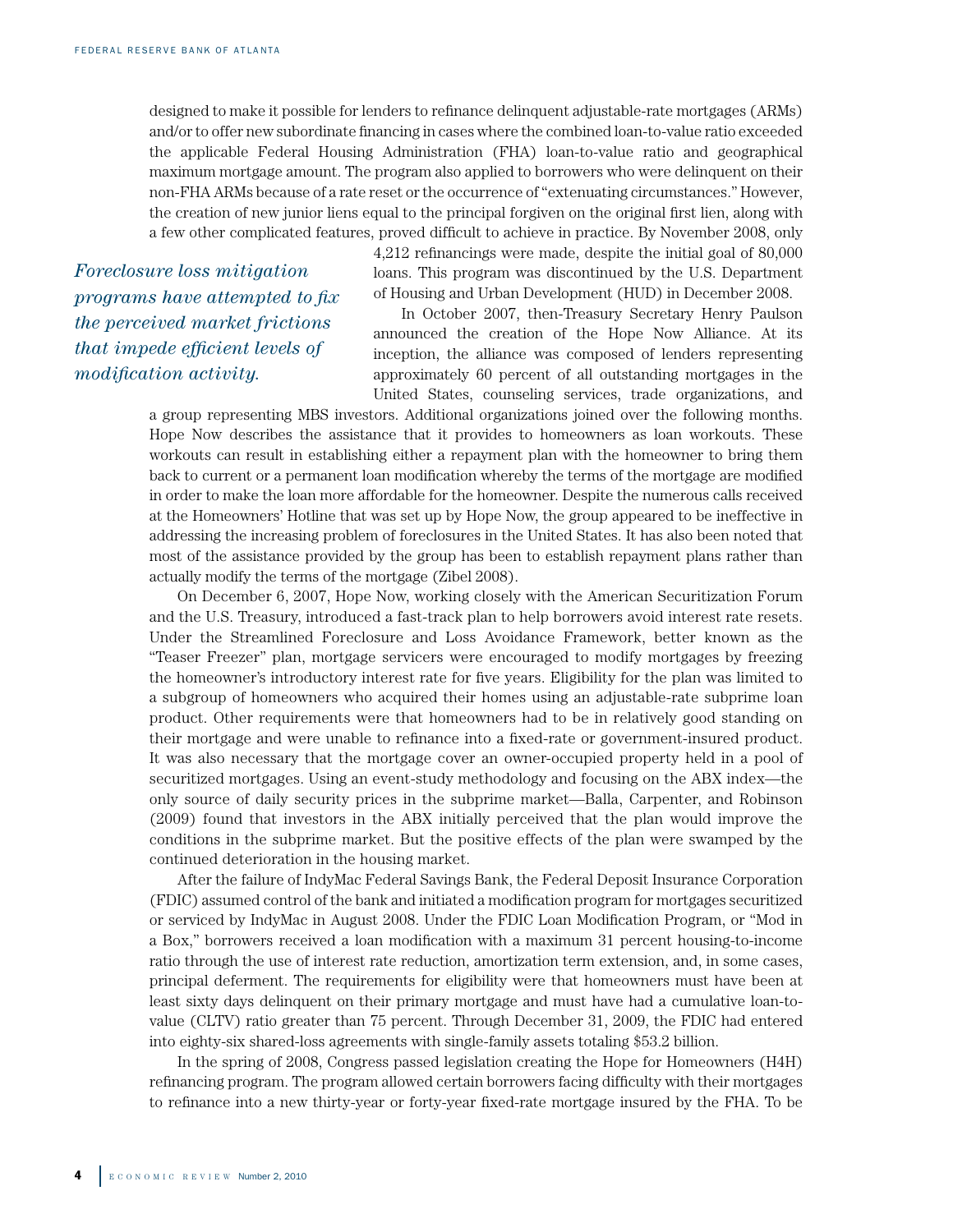designed to make it possible for lenders to refinance delinquent adjustable-rate mortgages (ARMs) and/or to offer new subordinate financing in cases where the combined loan-to-value ratio exceeded the applicable Federal Housing Administration (FHA) loan-to-value ratio and geographical maximum mortgage amount. The program also applied to borrowers who were delinquent on their non-FHA ARMs because of a rate reset or the occurrence of "extenuating circumstances." However, the creation of new junior liens equal to the principal forgiven on the original first lien, along with a few other complicated features, proved difficult to achieve in practice. By November 2008, only 4,212 refinancings were made, despite the initial goal of 80,000 loans. This program was discontinued by the U.S. Department of Housing and Urban Development (HUD) in December 2008.

*Foreclosure loss mitigation programs have attempted to fix the perceived market frictions that impede efficient levels of modification activity.*

In October 2007, then-Treasury Secretary Henry Paulson announced the creation of the Hope Now Alliance. At its inception, the alliance was composed of lenders representing approximately 60 percent of all outstanding mortgages in the United States, counseling services, trade organizations, and a group representing MBS investors. Additional organizations joined over the following months. Hope Now describes the assistance that it provides to homeowners as loan workouts. These workouts can result in establishing either a repayment plan with the homeowner to bring them back to current or a permanent loan modification whereby the terms of the mortgage are modified in order to make the loan more affordable for the homeowner. Despite the numerous calls received at the Homeowners' Hotline that was set up by Hope Now, the group appeared to be ineffective in addressing the increasing problem of foreclosures in the United States. It has also been noted that most of the assistance provided by the group has been to establish repayment plans rather than actually modify the terms of the mortgage (Zibel 2008).

On December 6, 2007, Hope Now, working closely with the American Securitization Forum and the U.S. Treasury, introduced a fast-track plan to help borrowers avoid interest rate resets. Under the Streamlined Foreclosure and Loss Avoidance Framework, better known as the "Teaser Freezer" plan, mortgage servicers were encouraged to modify mortgages by freezing the homeowner's introductory interest rate for five years. Eligibility for the plan was limited to a subgroup of homeowners who acquired their homes using an adjustable-rate subprime loan product. Other requirements were that homeowners had to be in relatively good standing on their mortgage and were unable to refinance into a fixed-rate or government-insured product. It was also necessary that the mortgage cover an owner-occupied property held in a pool of securitized mortgages. Using an event-study methodology and focusing on the ABX index—the only source of daily security prices in the subprime market—Balla, Carpenter, and Robinson (2009) found that investors in the ABX initially perceived that the plan would improve the conditions in the subprime market. But the positive effects of the plan were swamped by the continued deterioration in the housing market.

After the failure of IndyMac Federal Savings Bank, the Federal Deposit Insurance Corporation (FDIC) assumed control of the bank and initiated a modification program for mortgages securitized or serviced by IndyMac in August 2008. Under the FDIC Loan Modification Program, or "Mod in a Box," borrowers received a loan modification with a maximum 31 percent housing-to-income ratio through the use of interest rate reduction, amortization term extension, and, in some cases, principal deferment. The requirements for eligibility were that homeowners must have been at least sixty days delinquent on their primary mortgage and must have had a cumulative loan-to-value (CLTV) ratio greater than 75 percent. Through December 31, 2009, the FDIC had entered into eighty-six shared-loss agreements with single-family assets totaling $53.2 billion.

In the spring of 2008, Congress passed legislation creating the Hope for Homeowners (H4H) refinancing program. The program allowed certain borrowers facing difficulty with their mortgages to refinance into a new thirty-year or forty-year fixed-rate mortgage insured by the FHA. To be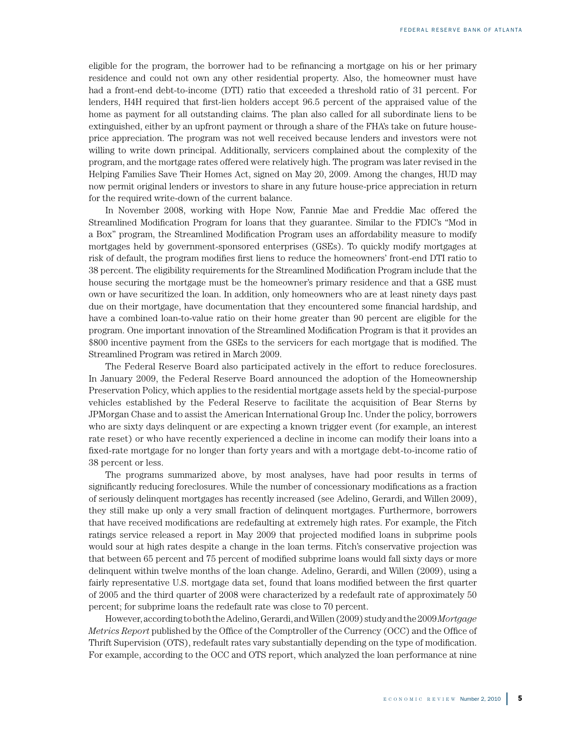eligible for the program, the borrower had to be refinancing a mortgage on his or her primary residence and could not own any other residential property. Also, the homeowner must have had a front-end debt-to-income (DTI) ratio that exceeded a threshold ratio of 31 percent. For lenders, H4H required that first-lien holders accept 96.5 percent of the appraised value of the home as payment for all outstanding claims. The plan also called for all subordinate liens to be extinguished, either by an upfront payment or through a share of the FHA's take on future house-price appreciation. The program was not well received because lenders and investors were not willing to write down principal. Additionally, servicers complained about the complexity of the program, and the mortgage rates offered were relatively high. The program was later revised in the Helping Families Save Their Homes Act, signed on May 20, 2009. Among the changes, HUD may now permit original lenders or investors to share in any future house-price appreciation in return for the required write-down of the current balance.

In November 2008, working with Hope Now, Fannie Mae and Freddie Mac offered the Streamlined Modification Program for loans that they guarantee. Similar to the FDIC's "Mod in a Box" program, the Streamlined Modification Program uses an affordability measure to modify mortgages held by government-sponsored enterprises (GSEs). To quickly modify mortgages at risk of default, the program modifies first liens to reduce the homeowners' front-end DTI ratio to 38 percent. The eligibility requirements for the Streamlined Modification Program include that the house securing the mortgage must be the homeowner's primary residence and that a GSE must own or have securitized the loan. In addition, only homeowners who are at least ninety days past due on their mortgage, have documentation that they encountered some financial hardship, and have a combined loan-to-value ratio on their home greater than 90 percent are eligible for the program. One important innovation of the Streamlined Modification Program is that it provides an $800 incentive payment from the GSEs to the servicers for each mortgage that is modified. The Streamlined Program was retired in March 2009.

The Federal Reserve Board also participated actively in the effort to reduce foreclosures. In January 2009, the Federal Reserve Board announced the adoption of the Homeownership Preservation Policy, which applies to the residential mortgage assets held by the special-purpose vehicles established by the Federal Reserve to facilitate the acquisition of Bear Sterns by JPMorgan Chase and to assist the American International Group Inc. Under the policy, borrowers who are sixty days delinquent or are expecting a known trigger event (for example, an interest rate reset) or who have recently experienced a decline in income can modify their loans into a fixed-rate mortgage for no longer than forty years and with a mortgage debt-to-income ratio of 38 percent or less.

The programs summarized above, by most analyses, have had poor results in terms of significantly reducing foreclosures. While the number of concessionary modifications as a fraction of seriously delinquent mortgages has recently increased (see Adelino, Gerardi, and Willen 2009), they still make up only a very small fraction of delinquent mortgages. Furthermore, borrowers that have received modifications are redefaulting at extremely high rates. For example, the Fitch ratings service released a report in May 2009 that projected modified loans in subprime pools would sour at high rates despite a change in the loan terms. Fitch's conservative projection was that between 65 percent and 75 percent of modified subprime loans would fall sixty days or more delinquent within twelve months of the loan change. Adelino, Gerardi, and Willen (2009), using a fairly representative U.S. mortgage data set, found that loans modified between the first quarter of 2005 and the third quarter of 2008 were characterized by a redefault rate of approximately 50 percent; for subprime loans the redefault rate was close to 70 percent.

However, according to both the Adelino, Gerardi, and Willen (2009) study and the 2009 *Mortgage Metrics Report* published by the Office of the Comptroller of the Currency (OCC) and the Office of Thrift Supervision (OTS), redefault rates vary substantially depending on the type of modification. For example, according to the OCC and OTS report, which analyzed the loan performance at nine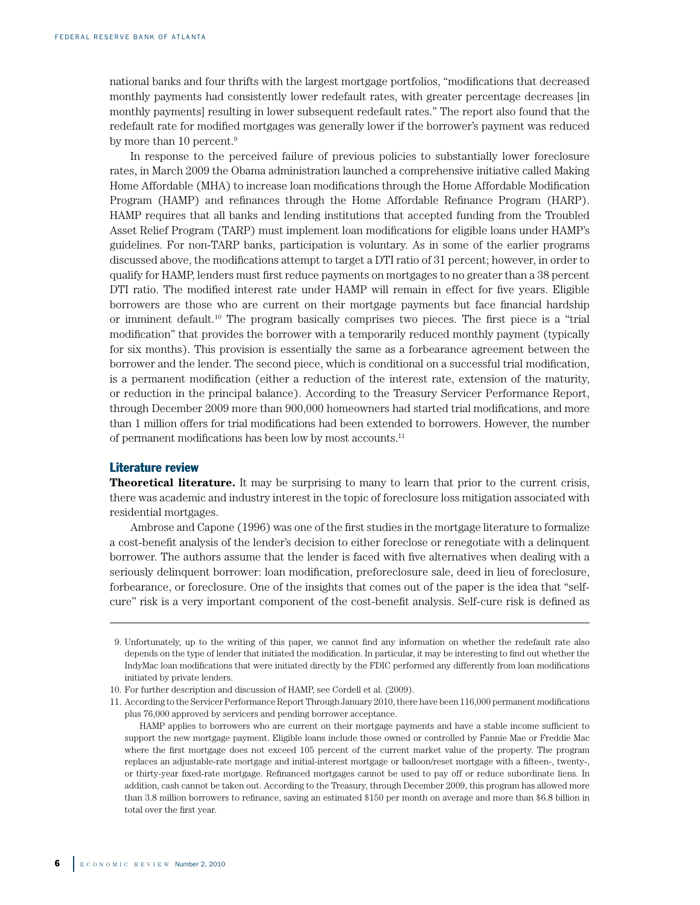national banks and four thrifts with the largest mortgage portfolios, "modifications that decreased monthly payments had consistently lower redefault rates, with greater percentage decreases [in monthly payments] resulting in lower subsequent redefault rates." The report also found that the redefault rate for modified mortgages was generally lower if the borrower's payment was reduced by more than 10 percent.[9]

In response to the perceived failure of previous policies to substantially lower foreclosure rates, in March 2009 the Obama administration launched a comprehensive initiative called Making Home Affordable (MHA) to increase loan modifications through the Home Affordable Modification Program (HAMP) and refinances through the Home Affordable Refinance Program (HARP). HAMP requires that all banks and lending institutions that accepted funding from the Troubled Asset Relief Program (TARP) must implement loan modifications for eligible loans under HAMP's guidelines. For non-TARP banks, participation is voluntary. As in some of the earlier programs discussed above, the modifications attempt to target a DTI ratio of 31 percent; however, in order to qualify for HAMP, lenders must first reduce payments on mortgages to no greater than a 38 percent DTI ratio. The modified interest rate under HAMP will remain in effect for five years. Eligible borrowers are those who are current on their mortgage payments but face financial hardship or imminent default.[10] The program basically comprises two pieces. The first piece is a "trial modification" that provides the borrower with a temporarily reduced monthly payment (typically for six months). This provision is essentially the same as a forbearance agreement between the borrower and the lender. The second piece, which is conditional on a successful trial modification, is a permanent modification (either a reduction of the interest rate, extension of the maturity, or reduction in the principal balance). According to the Treasury Servicer Performance Report, through December 2009 more than 900,000 homeowners had started trial modifications, and more than 1 million offers for trial modifications had been extended to borrowers. However, the number of permanent modifications has been low by most accounts.[11]

## Literature review

**Theoretical literature.** It may be surprising to many to learn that prior to the current crisis, there was academic and industry interest in the topic of foreclosure loss mitigation associated with residential mortgages.

Ambrose and Capone (1996) was one of the first studies in the mortgage literature to formalize a cost-benefit analysis of the lender's decision to either foreclose or renegotiate with a delinquent borrower. The authors assume that the lender is faced with five alternatives when dealing with a seriously delinquent borrower: loan modification, preforeclosure sale, deed in lieu of foreclosure, forbearance, or foreclosure. One of the insights that comes out of the paper is the idea that "self-cure" risk is a very important component of the cost-benefit analysis. Self-cure risk is defined as

---

9. Unfortunately, up to the writing of this paper, we cannot find any information on whether the redefault rate also depends on the type of lender that initiated the modification. In particular, it may be interesting to find out whether the IndyMac loan modifications that were initiated directly by the FDIC performed any differently from loan modifications initiated by private lenders.

10. For further description and discussion of HAMP, see Cordell et al. (2009).

11. According to the Servicer Performance Report Through January 2010, there have been 116,000 permanent modifications plus 76,000 approved by servicers and pending borrower acceptance.

HAMP applies to borrowers who are current on their mortgage payments and have a stable income sufficient to support the new mortgage payment. Eligible loans include those owned or controlled by Fannie Mae or Freddie Mac where the first mortgage does not exceed 105 percent of the current market value of the property. The program replaces an adjustable-rate mortgage and initial-interest mortgage or balloon/reset mortgage with a fifteen-, twenty-, or thirty-year fixed-rate mortgage. Refinanced mortgages cannot be used to pay off or reduce subordinate liens. In addition, cash cannot be taken out. According to the Treasury, through December 2009, this program has allowed more than 3.8 million borrowers to refinance, saving an estimated $150 per month on average and more than $6.8 billion in total over the first year.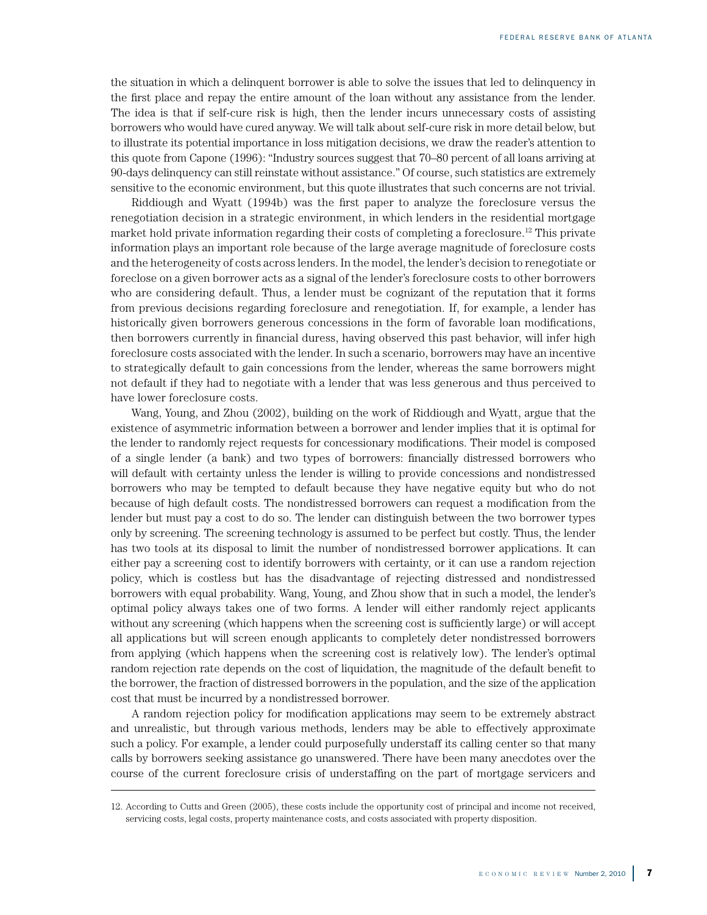the situation in which a delinquent borrower is able to solve the issues that led to delinquency in the first place and repay the entire amount of the loan without any assistance from the lender. The idea is that if self-cure risk is high, then the lender incurs unnecessary costs of assisting borrowers who would have cured anyway. We will talk about self-cure risk in more detail below, but to illustrate its potential importance in loss mitigation decisions, we draw the reader's attention to this quote from Capone (1996): "Industry sources suggest that 70–80 percent of all loans arriving at 90-days delinquency can still reinstate without assistance." Of course, such statistics are extremely sensitive to the economic environment, but this quote illustrates that such concerns are not trivial.

Riddiough and Wyatt (1994b) was the first paper to analyze the foreclosure versus the renegotiation decision in a strategic environment, in which lenders in the residential mortgage market hold private information regarding their costs of completing a foreclosure.[12] This private information plays an important role because of the large average magnitude of foreclosure costs and the heterogeneity of costs across lenders. In the model, the lender's decision to renegotiate or foreclose on a given borrower acts as a signal of the lender's foreclosure costs to other borrowers who are considering default. Thus, a lender must be cognizant of the reputation that it forms from previous decisions regarding foreclosure and renegotiation. If, for example, a lender has historically given borrowers generous concessions in the form of favorable loan modifications, then borrowers currently in financial duress, having observed this past behavior, will infer high foreclosure costs associated with the lender. In such a scenario, borrowers may have an incentive to strategically default to gain concessions from the lender, whereas the same borrowers might not default if they had to negotiate with a lender that was less generous and thus perceived to have lower foreclosure costs.

Wang, Young, and Zhou (2002), building on the work of Riddiough and Wyatt, argue that the existence of asymmetric information between a borrower and lender implies that it is optimal for the lender to randomly reject requests for concessionary modifications. Their model is composed of a single lender (a bank) and two types of borrowers: financially distressed borrowers who will default with certainty unless the lender is willing to provide concessions and nondistressed borrowers who may be tempted to default because they have negative equity but who do not because of high default costs. The nondistressed borrowers can request a modification from the lender but must pay a cost to do so. The lender can distinguish between the two borrower types only by screening. The screening technology is assumed to be perfect but costly. Thus, the lender has two tools at its disposal to limit the number of nondistressed borrower applications. It can either pay a screening cost to identify borrowers with certainty, or it can use a random rejection policy, which is costless but has the disadvantage of rejecting distressed and nondistressed borrowers with equal probability. Wang, Young, and Zhou show that in such a model, the lender's optimal policy always takes one of two forms. A lender will either randomly reject applicants without any screening (which happens when the screening cost is sufficiently large) or will accept all applications but will screen enough applicants to completely deter nondistressed borrowers from applying (which happens when the screening cost is relatively low). The lender's optimal random rejection rate depends on the cost of liquidation, the magnitude of the default benefit to the borrower, the fraction of distressed borrowers in the population, and the size of the application cost that must be incurred by a nondistressed borrower.

A random rejection policy for modification applications may seem to be extremely abstract and unrealistic, but through various methods, lenders may be able to effectively approximate such a policy. For example, a lender could purposefully understaff its calling center so that many calls by borrowers seeking assistance go unanswered. There have been many anecdotes over the course of the current foreclosure crisis of understaffing on the part of mortgage servicers and

12. According to Cutts and Green (2005), these costs include the opportunity cost of principal and income not received, servicing costs, legal costs, property maintenance costs, and costs associated with property disposition.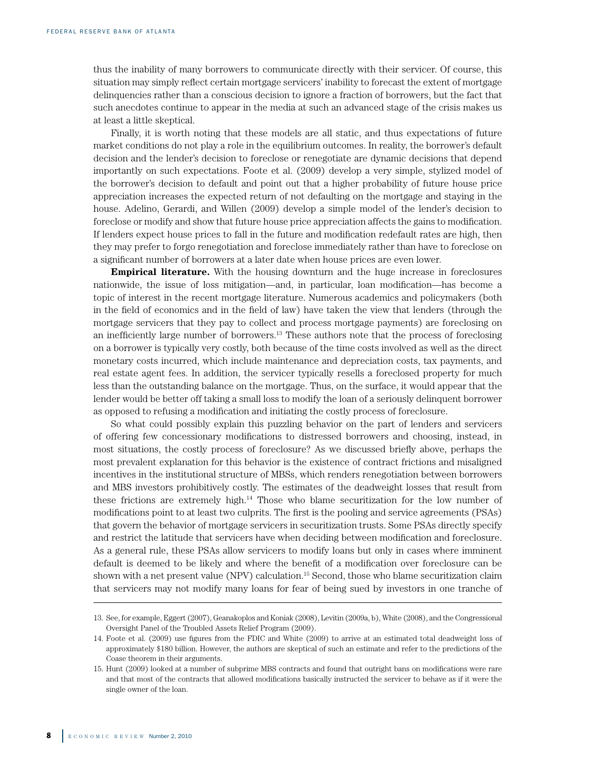thus the inability of many borrowers to communicate directly with their servicer. Of course, this situation may simply reflect certain mortgage servicers' inability to forecast the extent of mortgage delinquencies rather than a conscious decision to ignore a fraction of borrowers, but the fact that such anecdotes continue to appear in the media at such an advanced stage of the crisis makes us at least a little skeptical.

Finally, it is worth noting that these models are all static, and thus expectations of future market conditions do not play a role in the equilibrium outcomes. In reality, the borrower's default decision and the lender's decision to foreclose or renegotiate are dynamic decisions that depend importantly on such expectations. Foote et al. (2009) develop a very simple, stylized model of the borrower's decision to default and point out that a higher probability of future house price appreciation increases the expected return of not defaulting on the mortgage and staying in the house. Adelino, Gerardi, and Willen (2009) develop a simple model of the lender's decision to foreclose or modify and show that future house price appreciation affects the gains to modification. If lenders expect house prices to fall in the future and modification redefault rates are high, then they may prefer to forgo renegotiation and foreclose immediately rather than have to foreclose on a significant number of borrowers at a later date when house prices are even lower.

**Empirical literature.** With the housing downturn and the huge increase in foreclosures nationwide, the issue of loss mitigation—and, in particular, loan modification—has become a topic of interest in the recent mortgage literature. Numerous academics and policymakers (both in the field of economics and in the field of law) have taken the view that lenders (through the mortgage servicers that they pay to collect and process mortgage payments) are foreclosing on an inefficiently large number of borrowers.[13] These authors note that the process of foreclosing on a borrower is typically very costly, both because of the time costs involved as well as the direct monetary costs incurred, which include maintenance and depreciation costs, tax payments, and real estate agent fees. In addition, the servicer typically resells a foreclosed property for much less than the outstanding balance on the mortgage. Thus, on the surface, it would appear that the lender would be better off taking a small loss to modify the loan of a seriously delinquent borrower as opposed to refusing a modification and initiating the costly process of foreclosure.

So what could possibly explain this puzzling behavior on the part of lenders and servicers of offering few concessionary modifications to distressed borrowers and choosing, instead, in most situations, the costly process of foreclosure? As we discussed briefly above, perhaps the most prevalent explanation for this behavior is the existence of contract frictions and misaligned incentives in the institutional structure of MBSs, which renders renegotiation between borrowers and MBS investors prohibitively costly. The estimates of the deadweight losses that result from these frictions are extremely high.[14] Those who blame securitization for the low number of modifications point to at least two culprits. The first is the pooling and service agreements (PSAs) that govern the behavior of mortgage servicers in securitization trusts. Some PSAs directly specify and restrict the latitude that servicers have when deciding between modification and foreclosure. As a general rule, these PSAs allow servicers to modify loans but only in cases where imminent default is deemed to be likely and where the benefit of a modification over foreclosure can be shown with a net present value (NPV) calculation.[15] Second, those who blame securitization claim that servicers may not modify many loans for fear of being sued by investors in one tranche of

13. See, for example, Eggert (2007), Geanakoplos and Koniak (2008), Levitin (2009a, b), White (2008), and the Congressional Oversight Panel of the Troubled Assets Relief Program (2009).

14. Foote et al. (2009) use figures from the FDIC and White (2009) to arrive at an estimated total deadweight loss of approximately $180 billion. However, the authors are skeptical of such an estimate and refer to the predictions of the Coase theorem in their arguments.

15. Hunt (2009) looked at a number of subprime MBS contracts and found that outright bans on modifications were rare and that most of the contracts that allowed modifications basically instructed the servicer to behave as if it were the single owner of the loan.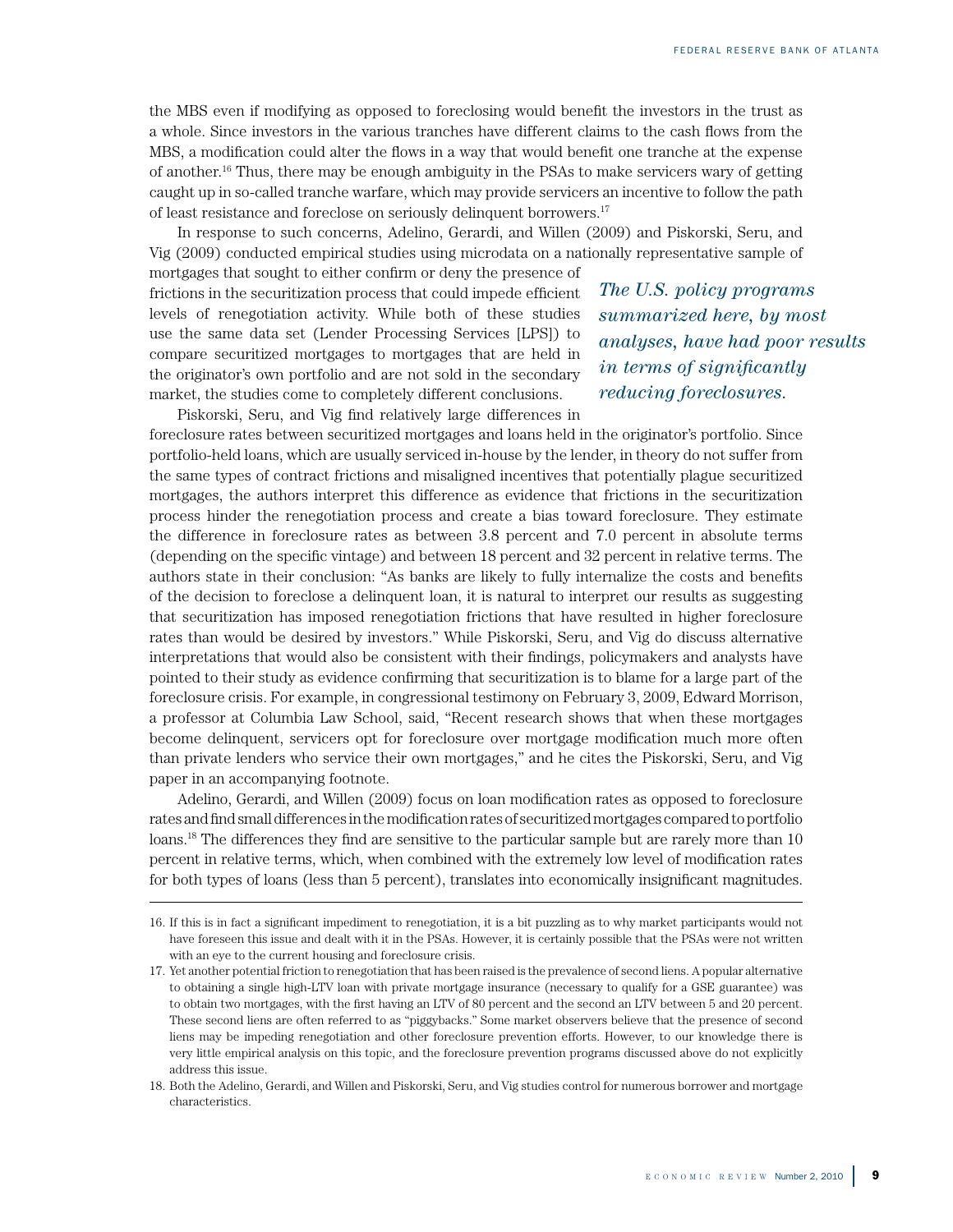the MBS even if modifying as opposed to foreclosing would benefit the investors in the trust as a whole. Since investors in the various tranches have different claims to the cash flows from the MBS, a modification could alter the flows in a way that would benefit one tranche at the expense of another.[16] Thus, there may be enough ambiguity in the PSAs to make servicers wary of getting caught up in so-called tranche warfare, which may provide servicers an incentive to follow the path of least resistance and foreclose on seriously delinquent borrowers.[17]

In response to such concerns, Adelino, Gerardi, and Willen (2009) and Piskorski, Seru, and Vig (2009) conducted empirical studies using microdata on a nationally representative sample of mortgages that sought to either confirm or deny the presence of frictions in the securitization process that could impede efficient levels of renegotiation activity. While both of these studies use the same data set (Lender Processing Services [LPS]) to compare securitized mortgages to mortgages that are held in the originator's own portfolio and are not sold in the secondary market, the studies come to completely different conclusions.

*The U.S. policy programs summarized here, by most analyses, have had poor results in terms of significantly reducing foreclosures.*

Piskorski, Seru, and Vig find relatively large differences in foreclosure rates between securitized mortgages and loans held in the originator's portfolio. Since portfolio-held loans, which are usually serviced in-house by the lender, in theory do not suffer from the same types of contract frictions and misaligned incentives that potentially plague securitized mortgages, the authors interpret this difference as evidence that frictions in the securitization process hinder the renegotiation process and create a bias toward foreclosure. They estimate the difference in foreclosure rates as between 3.8 percent and 7.0 percent in absolute terms (depending on the specific vintage) and between 18 percent and 32 percent in relative terms. The authors state in their conclusion: "As banks are likely to fully internalize the costs and benefits of the decision to foreclose a delinquent loan, it is natural to interpret our results as suggesting that securitization has imposed renegotiation frictions that have resulted in higher foreclosure rates than would be desired by investors." While Piskorski, Seru, and Vig do discuss alternative interpretations that would also be consistent with their findings, policymakers and analysts have pointed to their study as evidence confirming that securitization is to blame for a large part of the foreclosure crisis. For example, in congressional testimony on February 3, 2009, Edward Morrison, a professor at Columbia Law School, said, "Recent research shows that when these mortgages become delinquent, servicers opt for foreclosure over mortgage modification much more often than private lenders who service their own mortgages," and he cites the Piskorski, Seru, and Vig paper in an accompanying footnote.

Adelino, Gerardi, and Willen (2009) focus on loan modification rates as opposed to foreclosure rates and find small differences in the modification rates of securitized mortgages compared to portfolio loans.[18] The differences they find are sensitive to the particular sample but are rarely more than 10 percent in relative terms, which, when combined with the extremely low level of modification rates for both types of loans (less than 5 percent), translates into economically insignificant magnitudes.

---

16. If this is in fact a significant impediment to renegotiation, it is a bit puzzling as to why market participants would not have foreseen this issue and dealt with it in the PSAs. However, it is certainly possible that the PSAs were not written with an eye to the current housing and foreclosure crisis.

17. Yet another potential friction to renegotiation that has been raised is the prevalence of second liens. A popular alternative to obtaining a single high-LTV loan with private mortgage insurance (necessary to qualify for a GSE guarantee) was to obtain two mortgages, with the first having an LTV of 80 percent and the second an LTV between 5 and 20 percent. These second liens are often referred to as "piggybacks." Some market observers believe that the presence of second liens may be impeding renegotiation and other foreclosure prevention efforts. However, to our knowledge there is very little empirical analysis on this topic, and the foreclosure prevention programs discussed above do not explicitly address this issue.

18. Both the Adelino, Gerardi, and Willen and Piskorski, Seru, and Vig studies control for numerous borrower and mortgage characteristics.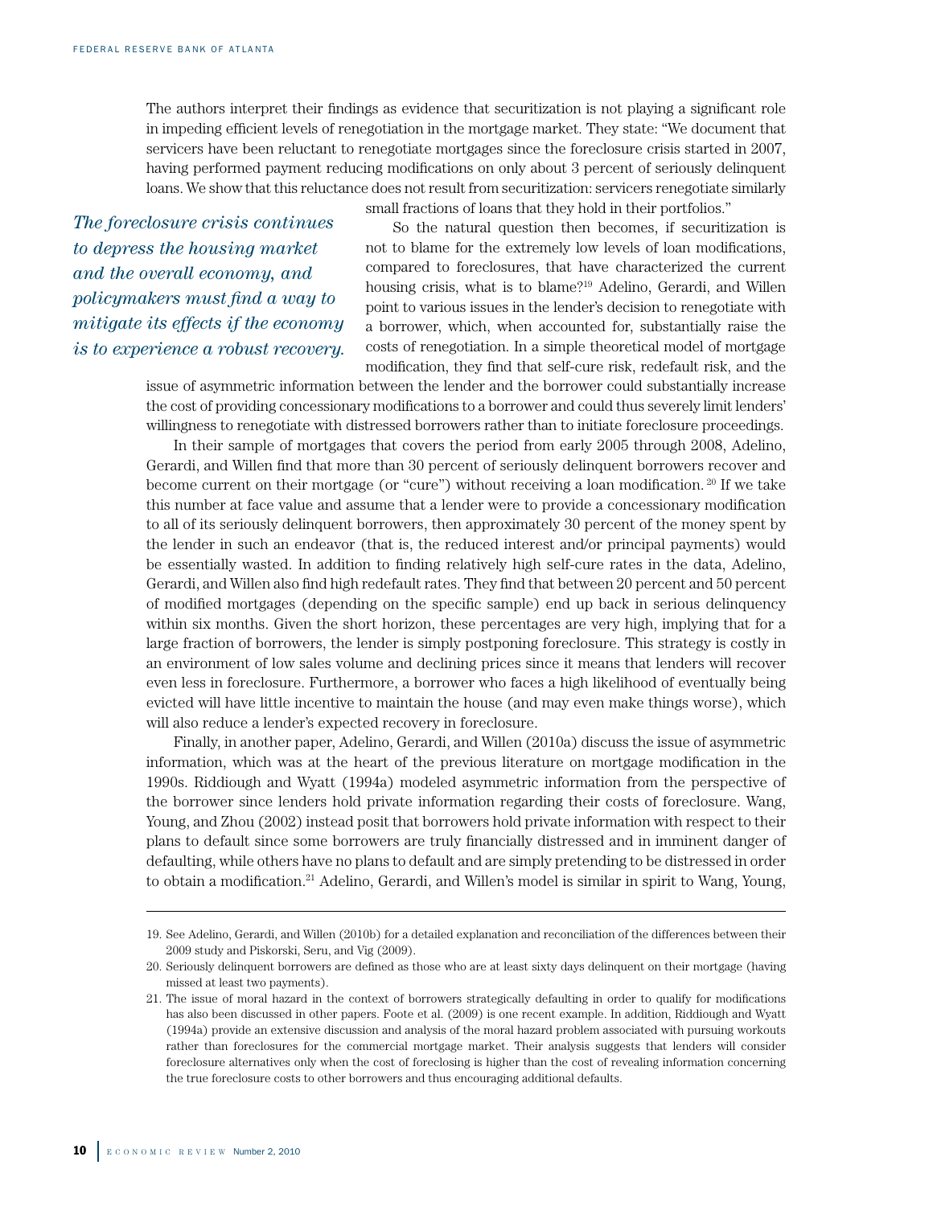The authors interpret their findings as evidence that securitization is not playing a significant role in impeding efficient levels of renegotiation in the mortgage market. They state: "We document that servicers have been reluctant to renegotiate mortgages since the foreclosure crisis started in 2007, having performed payment reducing modifications on only about 3 percent of seriously delinquent loans. We show that this reluctance does not result from securitization: servicers renegotiate similarly small fractions of loans that they hold in their portfolios."

*The foreclosure crisis continues to depress the housing market and the overall economy, and policymakers must find a way to mitigate its effects if the economy is to experience a robust recovery.*

So the natural question then becomes, if securitization is not to blame for the extremely low levels of loan modifications, compared to foreclosures, that have characterized the current housing crisis, what is to blame?[19] Adelino, Gerardi, and Willen point to various issues in the lender's decision to renegotiate with a borrower, which, when accounted for, substantially raise the costs of renegotiation. In a simple theoretical model of mortgage modification, they find that self-cure risk, redefault risk, and the issue of asymmetric information between the lender and the borrower could substantially increase the cost of providing concessionary modifications to a borrower and could thus severely limit lenders' willingness to renegotiate with distressed borrowers rather than to initiate foreclosure proceedings.

In their sample of mortgages that covers the period from early 2005 through 2008, Adelino, Gerardi, and Willen find that more than 30 percent of seriously delinquent borrowers recover and become current on their mortgage (or "cure") without receiving a loan modification.[20] If we take this number at face value and assume that a lender were to provide a concessionary modification to all of its seriously delinquent borrowers, then approximately 30 percent of the money spent by the lender in such an endeavor (that is, the reduced interest and/or principal payments) would be essentially wasted. In addition to finding relatively high self-cure rates in the data, Adelino, Gerardi, and Willen also find high redefault rates. They find that between 20 percent and 50 percent of modified mortgages (depending on the specific sample) end up back in serious delinquency within six months. Given the short horizon, these percentages are very high, implying that for a large fraction of borrowers, the lender is simply postponing foreclosure. This strategy is costly in an environment of low sales volume and declining prices since it means that lenders will recover even less in foreclosure. Furthermore, a borrower who faces a high likelihood of eventually being evicted will have little incentive to maintain the house (and may even make things worse), which will also reduce a lender's expected recovery in foreclosure.

Finally, in another paper, Adelino, Gerardi, and Willen (2010a) discuss the issue of asymmetric information, which was at the heart of the previous literature on mortgage modification in the 1990s. Riddiough and Wyatt (1994a) modeled asymmetric information from the perspective of the borrower since lenders hold private information regarding their costs of foreclosure. Wang, Young, and Zhou (2002) instead posit that borrowers hold private information with respect to their plans to default since some borrowers are truly financially distressed and in imminent danger of defaulting, while others have no plans to default and are simply pretending to be distressed in order to obtain a modification.[21] Adelino, Gerardi, and Willen's model is similar in spirit to Wang, Young,

---

19. See Adelino, Gerardi, and Willen (2010b) for a detailed explanation and reconciliation of the differences between their 2009 study and Piskorski, Seru, and Vig (2009).

20. Seriously delinquent borrowers are defined as those who are at least sixty days delinquent on their mortgage (having missed at least two payments).

21. The issue of moral hazard in the context of borrowers strategically defaulting in order to qualify for modifications has also been discussed in other papers. Foote et al. (2009) is one recent example. In addition, Riddiough and Wyatt (1994a) provide an extensive discussion and analysis of the moral hazard problem associated with pursuing workouts rather than foreclosures for the commercial mortgage market. Their analysis suggests that lenders will consider foreclosure alternatives only when the cost of foreclosing is higher than the cost of revealing information concerning the true foreclosure costs to other borrowers and thus encouraging additional defaults.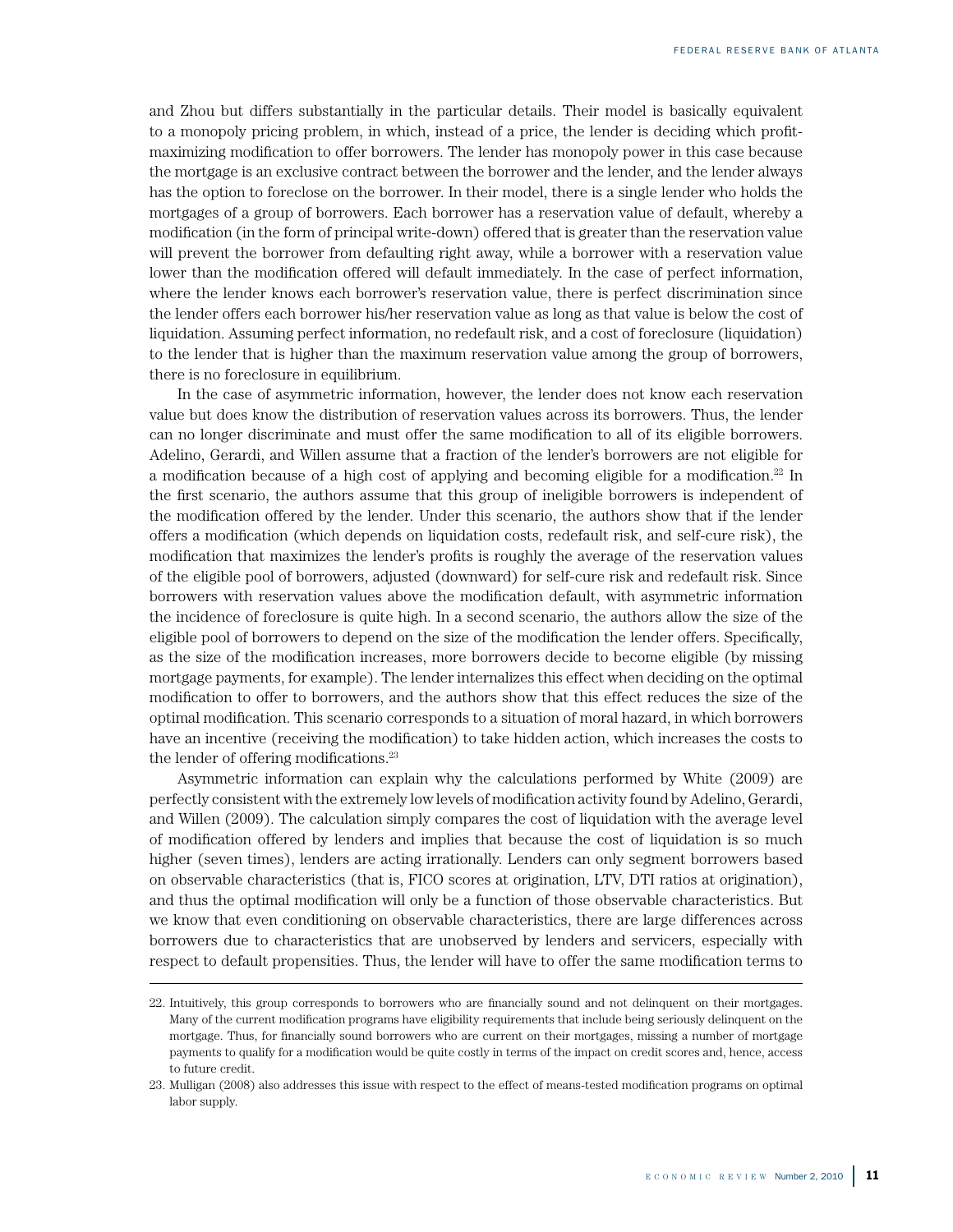and Zhou but differs substantially in the particular details. Their model is basically equivalent to a monopoly pricing problem, in which, instead of a price, the lender is deciding which profit-maximizing modification to offer borrowers. The lender has monopoly power in this case because the mortgage is an exclusive contract between the borrower and the lender, and the lender always has the option to foreclose on the borrower. In their model, there is a single lender who holds the mortgages of a group of borrowers. Each borrower has a reservation value of default, whereby a modification (in the form of principal write-down) offered that is greater than the reservation value will prevent the borrower from defaulting right away, while a borrower with a reservation value lower than the modification offered will default immediately. In the case of perfect information, where the lender knows each borrower's reservation value, there is perfect discrimination since the lender offers each borrower his/her reservation value as long as that value is below the cost of liquidation. Assuming perfect information, no redefault risk, and a cost of foreclosure (liquidation) to the lender that is higher than the maximum reservation value among the group of borrowers, there is no foreclosure in equilibrium.

In the case of asymmetric information, however, the lender does not know each reservation value but does know the distribution of reservation values across its borrowers. Thus, the lender can no longer discriminate and must offer the same modification to all of its eligible borrowers. Adelino, Gerardi, and Willen assume that a fraction of the lender's borrowers are not eligible for a modification because of a high cost of applying and becoming eligible for a modification.[22] In the first scenario, the authors assume that this group of ineligible borrowers is independent of the modification offered by the lender. Under this scenario, the authors show that if the lender offers a modification (which depends on liquidation costs, redefault risk, and self-cure risk), the modification that maximizes the lender's profits is roughly the average of the reservation values of the eligible pool of borrowers, adjusted (downward) for self-cure risk and redefault risk. Since borrowers with reservation values above the modification default, with asymmetric information the incidence of foreclosure is quite high. In a second scenario, the authors allow the size of the eligible pool of borrowers to depend on the size of the modification the lender offers. Specifically, as the size of the modification increases, more borrowers decide to become eligible (by missing mortgage payments, for example). The lender internalizes this effect when deciding on the optimal modification to offer to borrowers, and the authors show that this effect reduces the size of the optimal modification. This scenario corresponds to a situation of moral hazard, in which borrowers have an incentive (receiving the modification) to take hidden action, which increases the costs to the lender of offering modifications.[23]

Asymmetric information can explain why the calculations performed by White (2009) are perfectly consistent with the extremely low levels of modification activity found by Adelino, Gerardi, and Willen (2009). The calculation simply compares the cost of liquidation with the average level of modification offered by lenders and implies that because the cost of liquidation is so much higher (seven times), lenders are acting irrationally. Lenders can only segment borrowers based on observable characteristics (that is, FICO scores at origination, LTV, DTI ratios at origination), and thus the optimal modification will only be a function of those observable characteristics. But we know that even conditioning on observable characteristics, there are large differences across borrowers due to characteristics that are unobserved by lenders and servicers, especially with respect to default propensities. Thus, the lender will have to offer the same modification terms to

22. Intuitively, this group corresponds to borrowers who are financially sound and not delinquent on their mortgages. Many of the current modification programs have eligibility requirements that include being seriously delinquent on the mortgage. Thus, for financially sound borrowers who are current on their mortgages, missing a number of mortgage payments to qualify for a modification would be quite costly in terms of the impact on credit scores and, hence, access to future credit.

23. Mulligan (2008) also addresses this issue with respect to the effect of means-tested modification programs on optimal labor supply.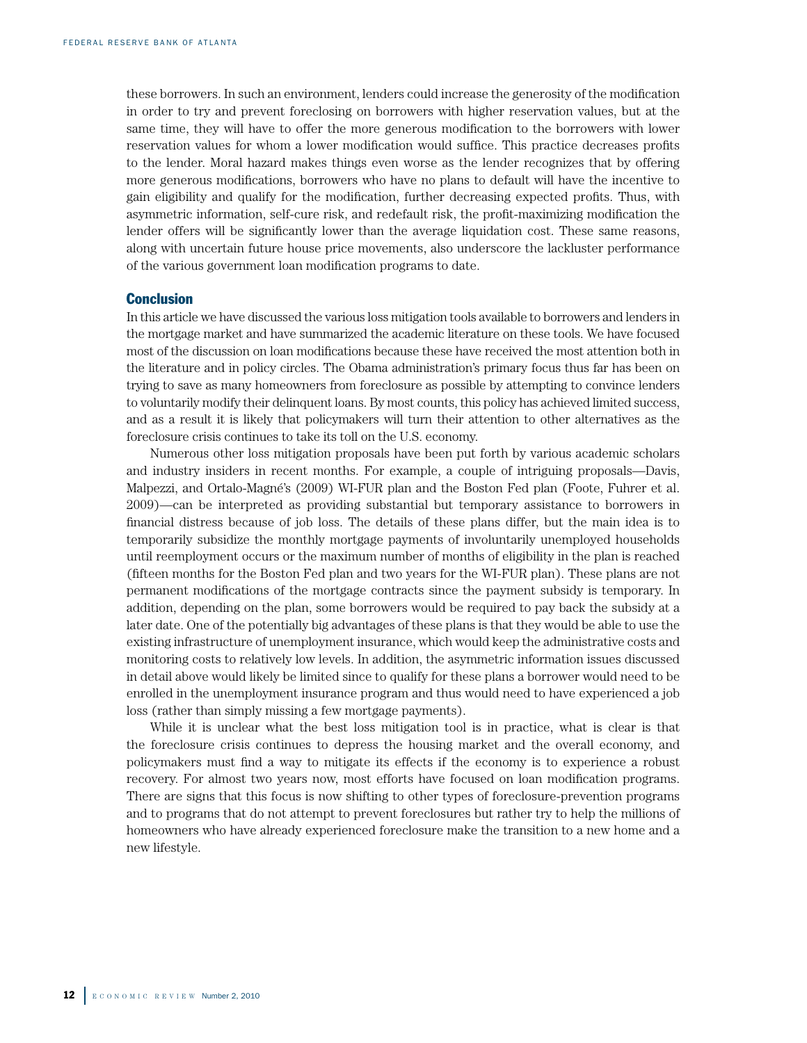these borrowers. In such an environment, lenders could increase the generosity of the modification in order to try and prevent foreclosing on borrowers with higher reservation values, but at the same time, they will have to offer the more generous modification to the borrowers with lower reservation values for whom a lower modification would suffice. This practice decreases profits to the lender. Moral hazard makes things even worse as the lender recognizes that by offering more generous modifications, borrowers who have no plans to default will have the incentive to gain eligibility and qualify for the modification, further decreasing expected profits. Thus, with asymmetric information, self-cure risk, and redefault risk, the profit-maximizing modification the lender offers will be significantly lower than the average liquidation cost. These same reasons, along with uncertain future house price movements, also underscore the lackluster performance of the various government loan modification programs to date.

## Conclusion

In this article we have discussed the various loss mitigation tools available to borrowers and lenders in the mortgage market and have summarized the academic literature on these tools. We have focused most of the discussion on loan modifications because these have received the most attention both in the literature and in policy circles. The Obama administration's primary focus thus far has been on trying to save as many homeowners from foreclosure as possible by attempting to convince lenders to voluntarily modify their delinquent loans. By most counts, this policy has achieved limited success, and as a result it is likely that policymakers will turn their attention to other alternatives as the foreclosure crisis continues to take its toll on the U.S. economy.

Numerous other loss mitigation proposals have been put forth by various academic scholars and industry insiders in recent months. For example, a couple of intriguing proposals—Davis, Malpezzi, and Ortalo-Magné's (2009) WI-FUR plan and the Boston Fed plan (Foote, Fuhrer et al. 2009)—can be interpreted as providing substantial but temporary assistance to borrowers in financial distress because of job loss. The details of these plans differ, but the main idea is to temporarily subsidize the monthly mortgage payments of involuntarily unemployed households until reemployment occurs or the maximum number of months of eligibility in the plan is reached (fifteen months for the Boston Fed plan and two years for the WI-FUR plan). These plans are not permanent modifications of the mortgage contracts since the payment subsidy is temporary. In addition, depending on the plan, some borrowers would be required to pay back the subsidy at a later date. One of the potentially big advantages of these plans is that they would be able to use the existing infrastructure of unemployment insurance, which would keep the administrative costs and monitoring costs to relatively low levels. In addition, the asymmetric information issues discussed in detail above would likely be limited since to qualify for these plans a borrower would need to be enrolled in the unemployment insurance program and thus would need to have experienced a job loss (rather than simply missing a few mortgage payments).

While it is unclear what the best loss mitigation tool is in practice, what is clear is that the foreclosure crisis continues to depress the housing market and the overall economy, and policymakers must find a way to mitigate its effects if the economy is to experience a robust recovery. For almost two years now, most efforts have focused on loan modification programs. There are signs that this focus is now shifting to other types of foreclosure-prevention programs and to programs that do not attempt to prevent foreclosures but rather try to help the millions of homeowners who have already experienced foreclosure make the transition to a new home and a new lifestyle.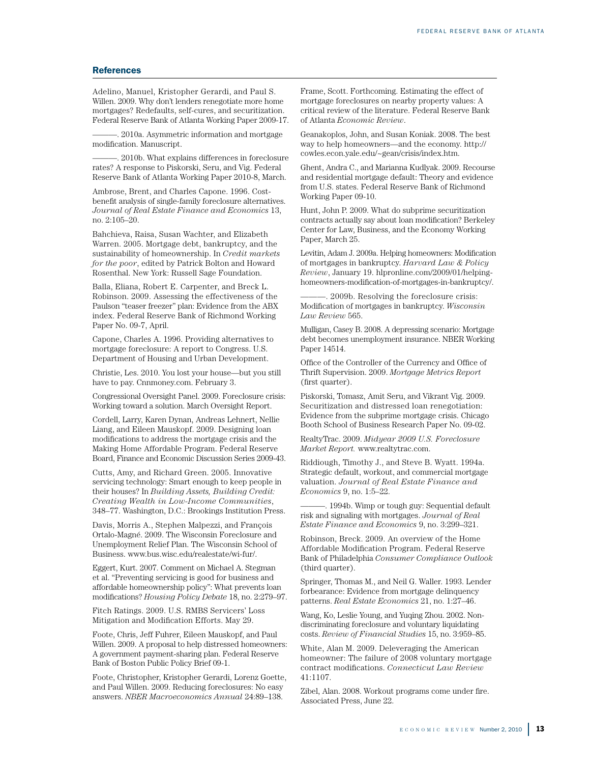## References

Adelino, Manuel, Kristopher Gerardi, and Paul S. Willen. 2009. Why don't lenders renegotiate more home mortgages? Redefaults, self-cures, and securitization. Federal Reserve Bank of Atlanta Working Paper 2009-17.

———. 2010a. Asymmetric information and mortgage modification. Manuscript.

———. 2010b. What explains differences in foreclosure rates? A response to Piskorski, Seru, and Vig. Federal Reserve Bank of Atlanta Working Paper 2010-8, March.

Ambrose, Brent, and Charles Capone. 1996. Cost-benefit analysis of single-family foreclosure alternatives. *Journal of Real Estate Finance and Economics* 13, no. 2:105–20.

Bahchieva, Raisa, Susan Wachter, and Elizabeth Warren. 2005. Mortgage debt, bankruptcy, and the sustainability of homeownership. In *Credit markets for the poor*, edited by Patrick Bolton and Howard Rosenthal. New York: Russell Sage Foundation.

Balla, Eliana, Robert E. Carpenter, and Breck L. Robinson. 2009. Assessing the effectiveness of the Paulson "teaser freezer" plan: Evidence from the ABX index. Federal Reserve Bank of Richmond Working Paper No. 09-7, April.

Capone, Charles A. 1996. Providing alternatives to mortgage foreclosure: A report to Congress. U.S. Department of Housing and Urban Development.

Christie, Les. 2010. You lost your house—but you still have to pay. Cnnmoney.com. February 3.

Congressional Oversight Panel. 2009. Foreclosure crisis: Working toward a solution. March Oversight Report.

Cordell, Larry, Karen Dynan, Andreas Lehnert, Nellie Liang, and Eileen Mauskopf. 2009. Designing loan modifications to address the mortgage crisis and the Making Home Affordable Program. Federal Reserve Board, Finance and Economic Discussion Series 2009-43.

Cutts, Amy, and Richard Green. 2005. Innovative servicing technology: Smart enough to keep people in their houses? In *Building Assets, Building Credit: Creating Wealth in Low-Income Communities*, 348–77. Washington, D.C.: Brookings Institution Press.

Davis, Morris A., Stephen Malpezzi, and François Ortalo-Magné. 2009. The Wisconsin Foreclosure and Unemployment Relief Plan. The Wisconsin School of Business. www.bus.wisc.edu/realestate/wi-fur/.

Eggert, Kurt. 2007. Comment on Michael A. Stegman et al. "Preventing servicing is good for business and affordable homeownership policy": What prevents loan modifications? *Housing Policy Debate* 18, no. 2:279–97.

Fitch Ratings. 2009. U.S. RMBS Servicers' Loss Mitigation and Modification Efforts. May 29.

Foote, Chris, Jeff Fuhrer, Eileen Mauskopf, and Paul Willen. 2009. A proposal to help distressed homeowners: A government payment-sharing plan. Federal Reserve Bank of Boston Public Policy Brief 09-1.

Foote, Christopher, Kristopher Gerardi, Lorenz Goette, and Paul Willen. 2009. Reducing foreclosures: No easy answers. *NBER Macroeconomics Annual* 24:89–138.

Frame, Scott. Forthcoming. Estimating the effect of mortgage foreclosures on nearby property values: A critical review of the literature. Federal Reserve Bank of Atlanta *Economic Review*.

Geanakoplos, John, and Susan Koniak. 2008. The best way to help homeowners—and the economy. http://cowles.econ.yale.edu/~gean/crisis/index.htm.

Ghent, Andra C., and Marianna Kudlyak. 2009. Recourse and residential mortgage default: Theory and evidence from U.S. states. Federal Reserve Bank of Richmond Working Paper 09-10.

Hunt, John P. 2009. What do subprime securitization contracts actually say about loan modification? Berkeley Center for Law, Business, and the Economy Working Paper, March 25.

Levitin, Adam J. 2009a. Helping homeowners: Modification of mortgages in bankruptcy. *Harvard Law & Policy Review*, January 19. hlpronline.com/2009/01/helping-homeowners-modification-of-mortgages-in-bankruptcy/.

———. 2009b. Resolving the foreclosure crisis: Modification of mortgages in bankruptcy. *Wisconsin Law Review* 565.

Mulligan, Casey B. 2008. A depressing scenario: Mortgage debt becomes unemployment insurance. NBER Working Paper 14514.

Office of the Controller of the Currency and Office of Thrift Supervision. 2009. *Mortgage Metrics Report* (first quarter).

Piskorski, Tomasz, Amit Seru, and Vikrant Vig. 2009. Securitization and distressed loan renegotiation: Evidence from the subprime mortgage crisis. Chicago Booth School of Business Research Paper No. 09-02.

RealtyTrac. 2009. *Midyear 2009 U.S. Foreclosure Market Report.* www.realtytrac.com.

Riddiough, Timothy J., and Steve B. Wyatt. 1994a. Strategic default, workout, and commercial mortgage valuation. *Journal of Real Estate Finance and Economics* 9, no. 1:5–22.

———. 1994b. Wimp or tough guy: Sequential default risk and signaling with mortgages. *Journal of Real Estate Finance and Economics* 9, no. 3:299–321.

Robinson, Breck. 2009. An overview of the Home Affordable Modification Program. Federal Reserve Bank of Philadelphia *Consumer Compliance Outlook* (third quarter).

Springer, Thomas M., and Neil G. Waller. 1993. Lender forbearance: Evidence from mortgage delinquency patterns. *Real Estate Economics* 21, no. 1:27–46.

Wang, Ko, Leslie Young, and Yuqing Zhou. 2002. Non-discriminating foreclosure and voluntary liquidating costs. *Review of Financial Studies* 15, no. 3:959–85.

White, Alan M. 2009. Deleveraging the American homeowner: The failure of 2008 voluntary mortgage contract modifications. *Connecticut Law Review* 41:1107.

Zibel, Alan. 2008. Workout programs come under fire. Associated Press, June 22.